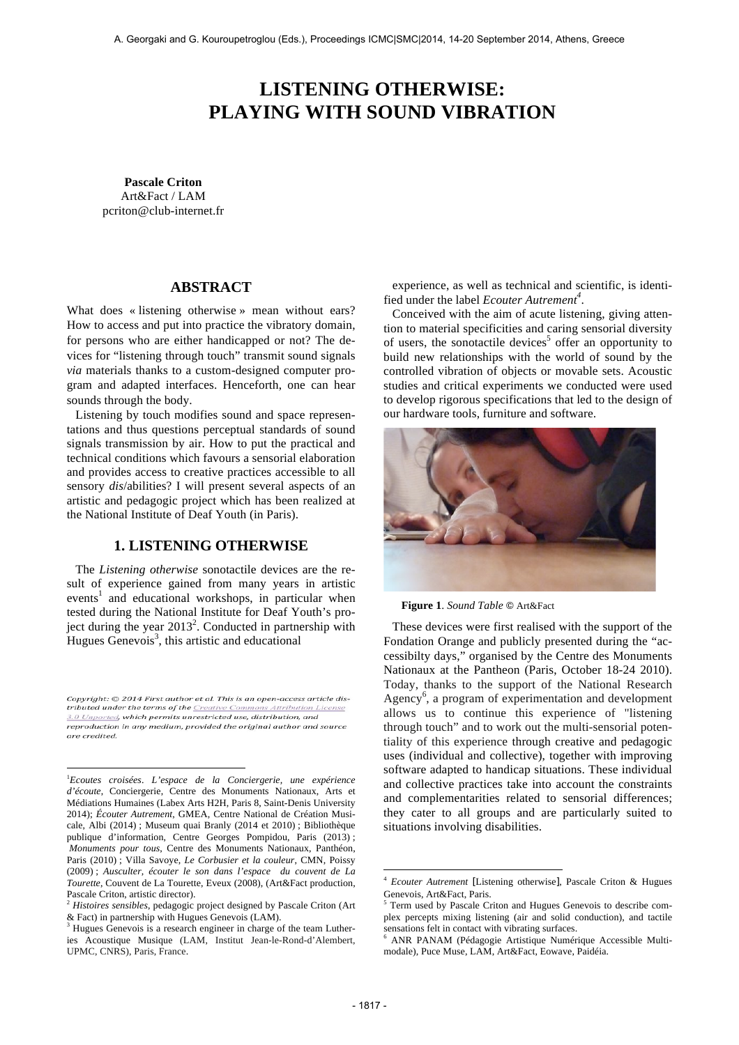# LISTENING OTHERWISE: PLAYING WITH SOUND VIBRATION

**Pascale Criton**
Art&Fact / LAM
pcriton@club-internet.fr

## ABSTRACT

What does « listening otherwise » mean without ears? How to access and put into practice the vibratory domain, for persons who are either handicapped or not? The devices for "listening through touch" transmit sound signals *via* materials thanks to a custom-designed computer program and adapted interfaces. Henceforth, one can hear sounds through the body.

Listening by touch modifies sound and space representations and thus questions perceptual standards of sound signals transmission by air. How to put the practical and technical conditions which favours a sensorial elaboration and provides access to creative practices accessible to all sensory *dis*/abilities? I will present several aspects of an artistic and pedagogic project which has been realized at the National Institute of Deaf Youth (in Paris).

## 1. LISTENING OTHERWISE

The *Listening otherwise* sonotactile devices are the result of experience gained from many years in artistic events[1] and educational workshops, in particular when tested during the National Institute for Deaf Youth's project during the year 2013[2]. Conducted in partnership with Hugues Genevois[3], this artistic and educational experience, as well as technical and scientific, is identified under the label *Ecouter Autrement*[4].

Conceived with the aim of acute listening, giving attention to material specificities and caring sensorial diversity of users, the sonotactile devices[5] offer an opportunity to build new relationships with the world of sound by the controlled vibration of objects or movable sets. Acoustic studies and critical experiments we conducted were used to develop rigorous specifications that led to the design of our hardware tools, furniture and software.

**Figure 1**. *Sound Table* © Art&Fact

These devices were first realised with the support of the Fondation Orange and publicly presented during the "accessibilty days," organised by the Centre des Monuments Nationaux at the Pantheon (Paris, October 18-24 2010). Today, thanks to the support of the National Research Agency[6], a program of experimentation and development allows us to continue this experience of "listening through touch" and to work out the multi-sensorial potentiality of this experience through creative and pedagogic uses (individual and collective), together with improving software adapted to handicap situations. These individual and collective practices take into account the constraints and complementarities related to sensorial differences; they cater to all groups and are particularly suited to situations involving disabilities.

*Copyright: © 2014 First author et al. This is an open-access article distributed under the terms of the Creative Commons Attribution License 3.0 Unported, which permits unrestricted use, distribution, and reproduction in any medium, provided the original author and source are credited.*

---

[1] *Ecoutes croisées*. *L'espace de la Conciergerie, une expérience d'écoute*, Conciergerie, Centre des Monuments Nationaux, Arts et Médiations Humaines (Labex Arts H2H, Paris 8, Saint-Denis University 2014); *Écouter Autrement*, GMEA, Centre National de Création Musicale, Albi (2014) ; Museum quai Branly (2014 et 2010) ; Bibliothèque publique d'information, Centre Georges Pompidou, Paris (2013) ; *Monuments pour tous*, Centre des Monuments Nationaux, Panthéon, Paris (2010) ; Villa Savoye, *Le Corbusier et la couleur*, CMN, Poissy (2009) ; *Ausculter, écouter le son dans l'espace du couvent de La Tourette*, Couvent de La Tourette, Eveux (2008), (Art&Fact production, Pascale Criton, artistic director).

[2] *Histoires sensibles*, pedagogic project designed by Pascale Criton (Art & Fact) in partnership with Hugues Genevois (LAM).

[3] Hugues Genevois is a research engineer in charge of the team Lutheries Acoustique Musique (LAM, Institut Jean-le-Rond-d'Alembert, UPMC, CNRS), Paris, France.

[4] *Ecouter Autrement* [Listening otherwise], Pascale Criton & Hugues Genevois, Art&Fact, Paris.

[5] Term used by Pascale Criton and Hugues Genevois to describe complex percepts mixing listening (air and solid conduction), and tactile sensations felt in contact with vibrating surfaces.

[6] ANR PANAM (Pédagogie Artistique Numérique Accessible Multimodale), Puce Muse, LAM, Art&Fact, Eowave, Paidéia.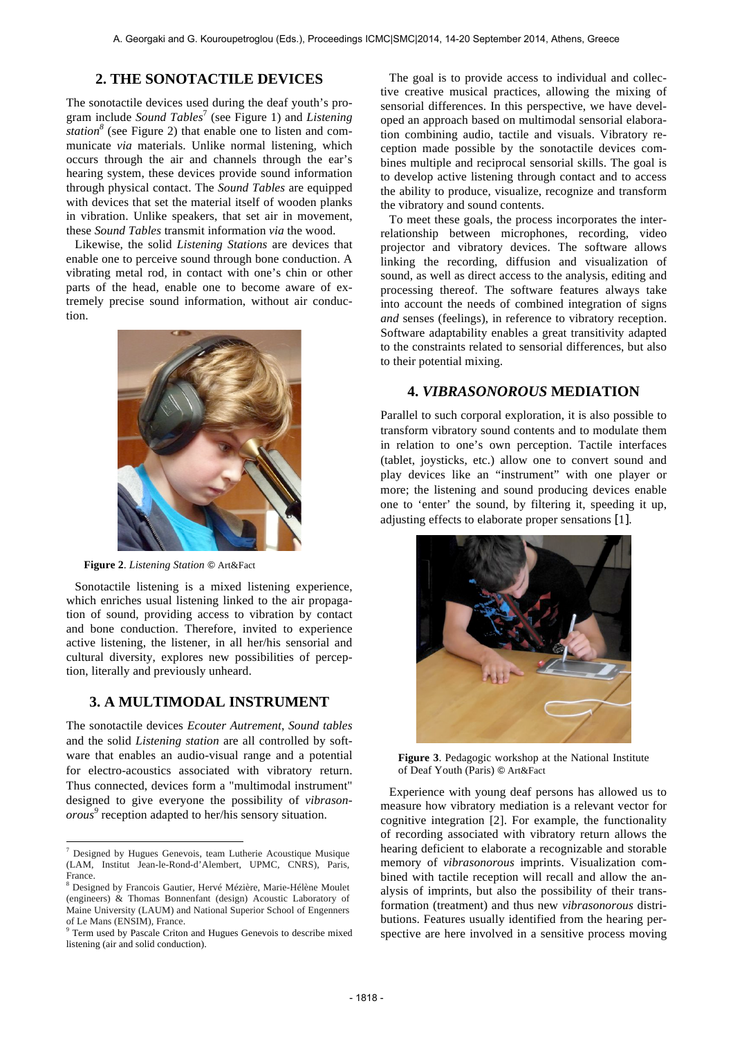## 2. THE SONOTACTILE DEVICES

The sonotactile devices used during the deaf youth's program include *Sound Tables*[7] (see Figure 1) and *Listening station*[8] (see Figure 2) that enable one to listen and communicate *via* materials. Unlike normal listening, which occurs through the air and channels through the ear's hearing system, these devices provide sound information through physical contact. The *Sound Tables* are equipped with devices that set the material itself of wooden planks in vibration. Unlike speakers, that set air in movement, these *Sound Tables* transmit information *via* the wood.

Likewise, the solid *Listening Stations* are devices that enable one to perceive sound through bone conduction. A vibrating metal rod, in contact with one's chin or other parts of the head, enable one to become aware of extremely precise sound information, without air conduction.

**Figure 2**. *Listening Station* © Art&Fact

Sonotactile listening is a mixed listening experience, which enriches usual listening linked to the air propagation of sound, providing access to vibration by contact and bone conduction. Therefore, invited to experience active listening, the listener, in all her/his sensorial and cultural diversity, explores new possibilities of perception, literally and previously unheard.

## 3. A MULTIMODAL INSTRUMENT

The sonotactile devices *Ecouter Autrement*, *Sound tables* and the solid *Listening station* are all controlled by software that enables an audio-visual range and a potential for electro-acoustics associated with vibratory return. Thus connected, devices form a "multimodal instrument" designed to give everyone the possibility of *vibrasonorous*[9] reception adapted to her/his sensory situation.

The goal is to provide access to individual and collective creative musical practices, allowing the mixing of sensorial differences. In this perspective, we have developed an approach based on multimodal sensorial elaboration combining audio, tactile and visuals. Vibratory reception made possible by the sonotactile devices combines multiple and reciprocal sensorial skills. The goal is to develop active listening through contact and to access the ability to produce, visualize, recognize and transform the vibratory and sound contents.

To meet these goals, the process incorporates the interrelationship between microphones, recording, video projector and vibratory devices. The software allows linking the recording, diffusion and visualization of sound, as well as direct access to the analysis, editing and processing thereof. The software features always take into account the needs of combined integration of signs *and* senses (feelings), in reference to vibratory reception. Software adaptability enables a great transitivity adapted to the constraints related to sensorial differences, but also to their potential mixing.

## 4. *VIBRASONOROUS* MEDIATION

Parallel to such corporal exploration, it is also possible to transform vibratory sound contents and to modulate them in relation to one's own perception. Tactile interfaces (tablet, joysticks, etc.) allow one to convert sound and play devices like an "instrument" with one player or more; the listening and sound producing devices enable one to 'enter' the sound, by filtering it, speeding it up, adjusting effects to elaborate proper sensations [1].

**Figure 3**. Pedagogic workshop at the National Institute of Deaf Youth (Paris) © Art&Fact

Experience with young deaf persons has allowed us to measure how vibratory mediation is a relevant vector for cognitive integration [2]. For example, the functionality of recording associated with vibratory return allows the hearing deficient to elaborate a recognizable and storable memory of *vibrasonorous* imprints. Visualization combined with tactile reception will recall and allow the analysis of imprints, but also the possibility of their transformation (treatment) and thus new *vibrasonorous* distributions. Features usually identified from the hearing perspective are here involved in a sensitive process moving

---

[7] Designed by Hugues Genevois, team Lutherie Acoustique Musique (LAM, Institut Jean-le-Rond-d'Alembert, UPMC, CNRS), Paris, France.

[8] Designed by Francois Gautier, Hervé Mézière, Marie-Hélène Moulet (engineers) & Thomas Bonnenfant (design) Acoustic Laboratory of Maine University (LAUM) and National Superior School of Engenners of Le Mans (ENSIM), France.

[9] Term used by Pascale Criton and Hugues Genevois to describe mixed listening (air and solid conduction).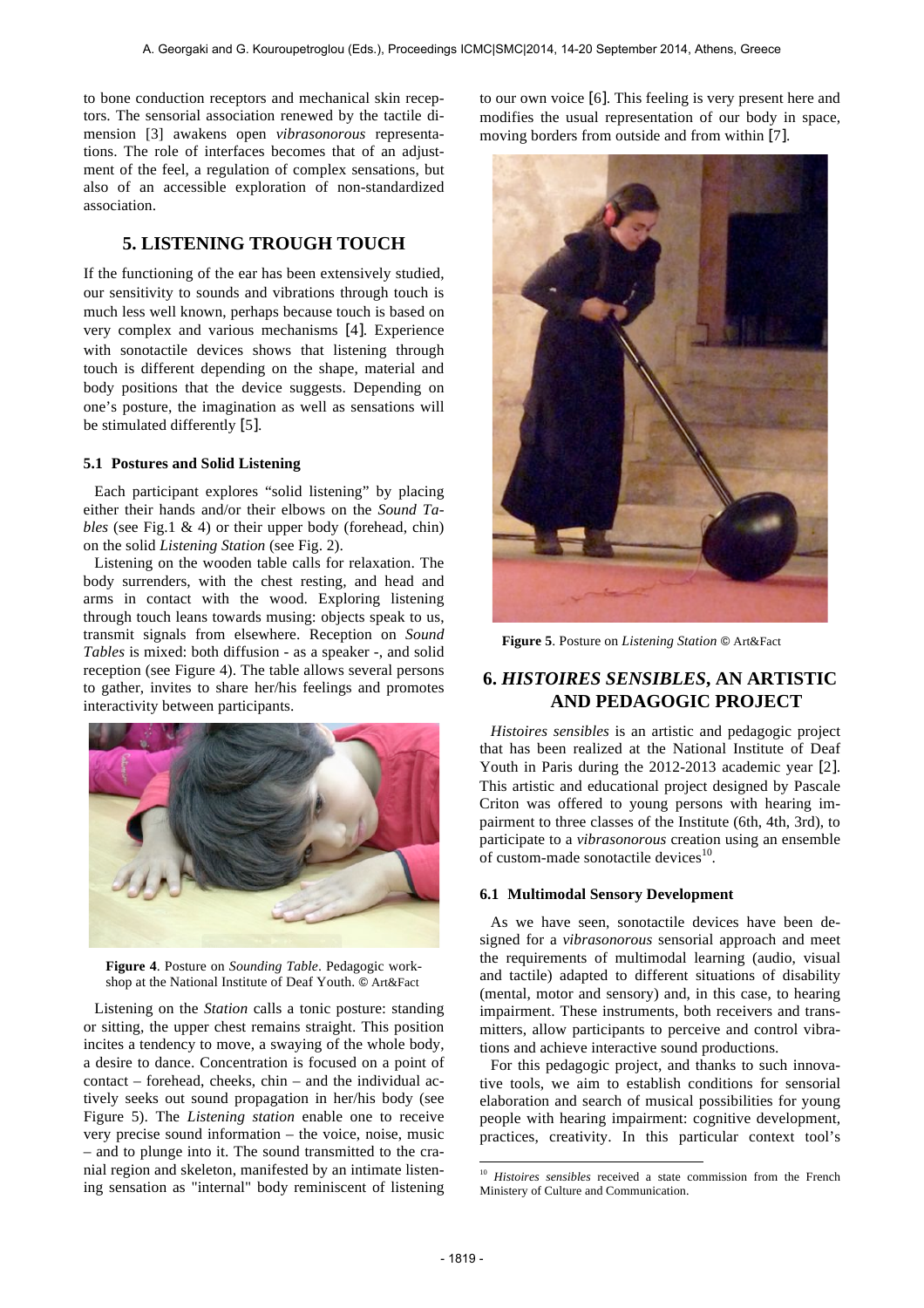to bone conduction receptors and mechanical skin receptors. The sensorial association renewed by the tactile dimension [3] awakens open *vibrasonorous* representations. The role of interfaces becomes that of an adjustment of the feel, a regulation of complex sensations, but also of an accessible exploration of non-standardized association.

## 5. LISTENING TROUGH TOUCH

If the functioning of the ear has been extensively studied, our sensitivity to sounds and vibrations through touch is much less well known, perhaps because touch is based on very complex and various mechanisms [4]. Experience with sonotactile devices shows that listening through touch is different depending on the shape, material and body positions that the device suggests. Depending on one's posture, the imagination as well as sensations will be stimulated differently [5].

### 5.1 Postures and Solid Listening

Each participant explores "solid listening" by placing either their hands and/or their elbows on the *Sound Tables* (see Fig.1 & 4) or their upper body (forehead, chin) on the solid *Listening Station* (see Fig. 2).

Listening on the wooden table calls for relaxation. The body surrenders, with the chest resting, and head and arms in contact with the wood. Exploring listening through touch leans towards musing: objects speak to us, transmit signals from elsewhere. Reception on *Sound Tables* is mixed: both diffusion - as a speaker -, and solid reception (see Figure 4). The table allows several persons to gather, invites to share her/his feelings and promotes interactivity between participants.

**Figure 4**. Posture on *Sounding Table*. Pedagogic workshop at the National Institute of Deaf Youth. © Art&Fact

Listening on the *Station* calls a tonic posture: standing or sitting, the upper chest remains straight. This position incites a tendency to move, a swaying of the whole body, a desire to dance. Concentration is focused on a point of contact – forehead, cheeks, chin – and the individual actively seeks out sound propagation in her/his body (see Figure 5). The *Listening station* enable one to receive very precise sound information – the voice, noise, music – and to plunge into it. The sound transmitted to the cranial region and skeleton, manifested by an intimate listening sensation as "internal" body reminiscent of listening to our own voice [6]. This feeling is very present here and modifies the usual representation of our body in space, moving borders from outside and from within [7].

**Figure 5**. Posture on *Listening Station* © Art&Fact

## 6. *HISTOIRES SENSIBLES*, AN ARTISTIC AND PEDAGOGIC PROJECT

*Histoires sensibles* is an artistic and pedagogic project that has been realized at the National Institute of Deaf Youth in Paris during the 2012-2013 academic year [2]. This artistic and educational project designed by Pascale Criton was offered to young persons with hearing impairment to three classes of the Institute (6th, 4th, 3rd), to participate to a *vibrasonorous* creation using an ensemble of custom-made sonotactile devices[10].

### 6.1 Multimodal Sensory Development

As we have seen, sonotactile devices have been designed for a *vibrasonorous* sensorial approach and meet the requirements of multimodal learning (audio, visual and tactile) adapted to different situations of disability (mental, motor and sensory) and, in this case, to hearing impairment. These instruments, both receivers and transmitters, allow participants to perceive and control vibrations and achieve interactive sound productions.

For this pedagogic project, and thanks to such innovative tools, we aim to establish conditions for sensorial elaboration and search of musical possibilities for young people with hearing impairment: cognitive development, practices, creativity. In this particular context tool's

[10] *Histoires sensibles* received a state commission from the French Ministery of Culture and Communication.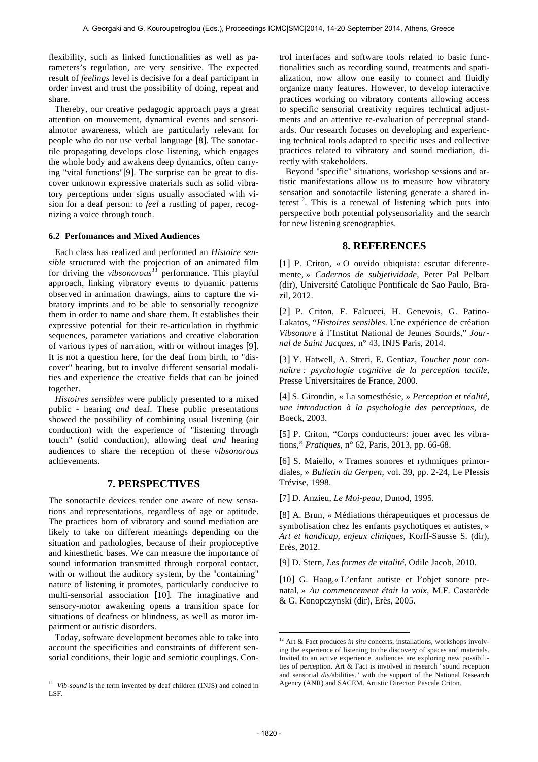flexibility, such as linked functionalities as well as parameters's regulation, are very sensitive. The expected result of *feelings* level is decisive for a deaf participant in order invest and trust the possibility of doing, repeat and share.

Thereby, our creative pedagogic approach pays a great attention on mouvement, dynamical events and sensorialmotor awareness, which are particularly relevant for people who do not use verbal language [8]. The sonotactile propagating develops close listening, which engages the whole body and awakens deep dynamics, often carrying "vital functions"[9]. The surprise can be great to discover unknown expressive materials such as solid vibratory perceptions under signs usually associated with vision for a deaf person: to *feel* a rustling of paper, recognizing a voice through touch.

### 6.2 Perfomances and Mixed Audiences

Each class has realized and performed an *Histoire sensible* structured with the projection of an animated film for driving the *vibsonorous*[11] performance. This playful approach, linking vibratory events to dynamic patterns observed in animation drawings, aims to capture the vibratory imprints and to be able to sensorially recognize them in order to name and share them. It establishes their expressive potential for their re-articulation in rhythmic sequences, parameter variations and creative elaboration of various types of narration, with or without images [9]. It is not a question here, for the deaf from birth, to "discover" hearing, but to involve different sensorial modalities and experience the creative fields that can be joined together.

*Histoires sensibles* were publicly presented to a mixed public - hearing *and* deaf. These public presentations showed the possibility of combining usual listening (air conduction) with the experience of "listening through touch" (solid conduction), allowing deaf *and* hearing audiences to share the reception of these *vibsonorous* achievements.

## 7. PERSPECTIVES

The sonotactile devices render one aware of new sensations and representations, regardless of age or aptitude. The practices born of vibratory and sound mediation are likely to take on different meanings depending on the situation and pathologies, because of their propioceptive and kinesthetic bases. We can measure the importance of sound information transmitted through corporal contact, with or without the auditory system, by the "containing" nature of listening it promotes, particularly conducive to multi-sensorial association [10]. The imaginative and sensory-motor awakening opens a transition space for situations of deafness or blindness, as well as motor impairment or autistic disorders.

Today, software development becomes able to take into account the specificities and constraints of different sensorial conditions, their logic and semiotic couplings. Control interfaces and software tools related to basic functionalities such as recording sound, treatments and spatialization, now allow one easily to connect and fluidly organize many features. However, to develop interactive practices working on vibratory contents allowing access to specific sensorial creativity requires technical adjustments and an attentive re-evaluation of perceptual standards. Our research focuses on developing and experiencing technical tools adapted to specific uses and collective practices related to vibratory and sound mediation, directly with stakeholders.

Beyond "specific" situations, workshop sessions and artistic manifestations allow us to measure how vibratory sensation and sonotactile listening generate a shared interest[12]. This is a renewal of listening which puts into perspective both potential polysensoriality and the search for new listening scenographies.

## 8. REFERENCES

[1] P. Criton, « O ouvido ubiquista: escutar diferentemente, » *Cadernos de subjetividade*, Peter Pal Pelbart (dir), Université Catolique Pontificale de Sao Paulo, Brazil, 2012.

[2] P. Criton, F. Falcucci, H. Genevois, G. Patino-Lakatos, "*Histoires sensibles*. Une expérience de création *Vibsonore* à l'Institut National de Jeunes Sourds," *Journal de Saint Jacques*, n° 43, INJS Paris, 2014.

[3] Y. Hatwell, A. Streri, E. Gentiaz, *Toucher pour connaître : psychologie cognitive de la perception tactile*, Presse Universitaires de France, 2000.

[4] S. Girondin, « La somesthésie, » *Perception et réalité, une introduction à la psychologie des perceptions*, de Boeck, 2003.

[5] P. Criton, "Corps conducteurs: jouer avec les vibrations," *Pratiques*, n° 62, Paris, 2013, pp. 66-68.

[6] S. Maiello, « Trames sonores et rythmiques primordiales, » *Bulletin du Gerpen*, vol. 39, pp. 2-24, Le Plessis Trévise, 1998.

[7] D. Anzieu, *Le Moi-peau*, Dunod, 1995.

[8] A. Brun, « Médiations thérapeutiques et processus de symbolisation chez les enfants psychotiques et autistes, » *Art et handicap, enjeux cliniques*, Korff-Sausse S. (dir), Erès, 2012.

[9] D. Stern, *Les formes de vitalité*, Odile Jacob, 2010.

[10] G. Haag,« L'enfant autiste et l'objet sonore prenatal, » *Au commencement était la voix*, M.F. Castarède & G. Konopczynski (dir), Erès, 2005.

---

[11] *Vib-sound* is the term invented by deaf children (INJS) and coined in LSF.

[12] Art & Fact produces *in situ* concerts, installations, workshops involving the experience of listening to the discovery of spaces and materials. Invited to an active experience, audiences are exploring new possibilities of perception. Art & Fact is involved in research "sound reception and sensorial *dis/*abilities." with the support of the National Research Agency (ANR) and SACEM. Artistic Director: Pascale Criton.